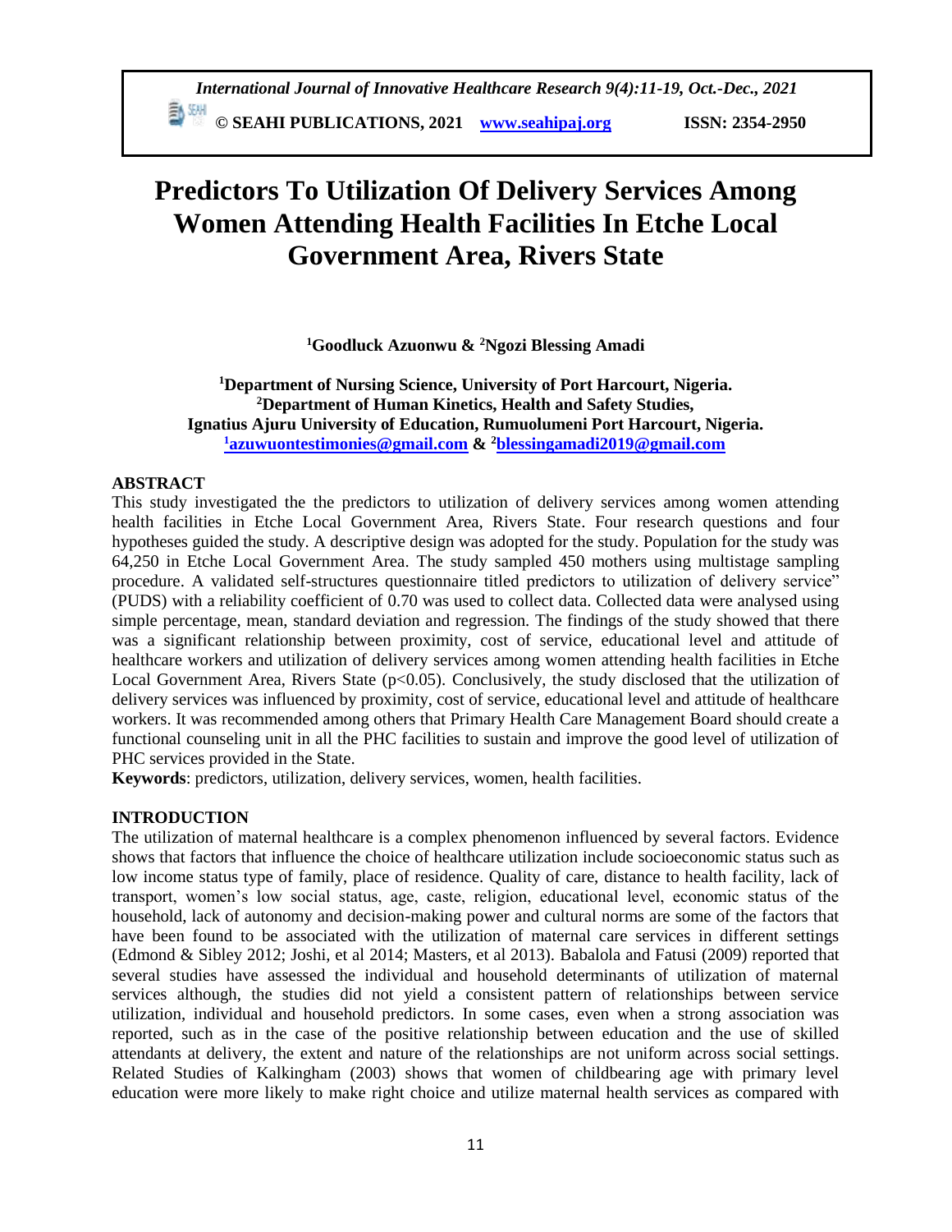# Predictors To Utilization Of Delivery Services Among Women Attending Health Facilities In Etche Local Government Area, Rivers State

**[1]Goodluck Azuonwu & [2]Ngozi Blessing Amadi**

**[1]Department of Nursing Science, University of Port Harcourt, Nigeria.**
**[2]Department of Human Kinetics, Health and Safety Studies,**
**Ignatius Ajuru University of Education, Rumuolumeni Port Harcourt, Nigeria.**
**[1]azuwuontestimonies@gmail.com & [2]blessingamadi2019@gmail.com**

## ABSTRACT

This study investigated the the predictors to utilization of delivery services among women attending health facilities in Etche Local Government Area, Rivers State. Four research questions and four hypotheses guided the study. A descriptive design was adopted for the study. Population for the study was 64,250 in Etche Local Government Area. The study sampled 450 mothers using multistage sampling procedure. A validated self-structures questionnaire titled predictors to utilization of delivery service" (PUDS) with a reliability coefficient of 0.70 was used to collect data. Collected data were analysed using simple percentage, mean, standard deviation and regression. The findings of the study showed that there was a significant relationship between proximity, cost of service, educational level and attitude of healthcare workers and utilization of delivery services among women attending health facilities in Etche Local Government Area, Rivers State ($p<0.05$). Conclusively, the study disclosed that the utilization of delivery services was influenced by proximity, cost of service, educational level and attitude of healthcare workers. It was recommended among others that Primary Health Care Management Board should create a functional counseling unit in all the PHC facilities to sustain and improve the good level of utilization of PHC services provided in the State.

**Keywords**: predictors, utilization, delivery services, women, health facilities.

## INTRODUCTION

The utilization of maternal healthcare is a complex phenomenon influenced by several factors. Evidence shows that factors that influence the choice of healthcare utilization include socioeconomic status such as low income status type of family, place of residence. Quality of care, distance to health facility, lack of transport, women's low social status, age, caste, religion, educational level, economic status of the household, lack of autonomy and decision-making power and cultural norms are some of the factors that have been found to be associated with the utilization of maternal care services in different settings (Edmond & Sibley 2012; Joshi, et al 2014; Masters, et al 2013). Babalola and Fatusi (2009) reported that several studies have assessed the individual and household determinants of utilization of maternal services although, the studies did not yield a consistent pattern of relationships between service utilization, individual and household predictors. In some cases, even when a strong association was reported, such as in the case of the positive relationship between education and the use of skilled attendants at delivery, the extent and nature of the relationships are not uniform across social settings. Related Studies of Kalkingham (2003) shows that women of childbearing age with primary level education were more likely to make right choice and utilize maternal health services as compared with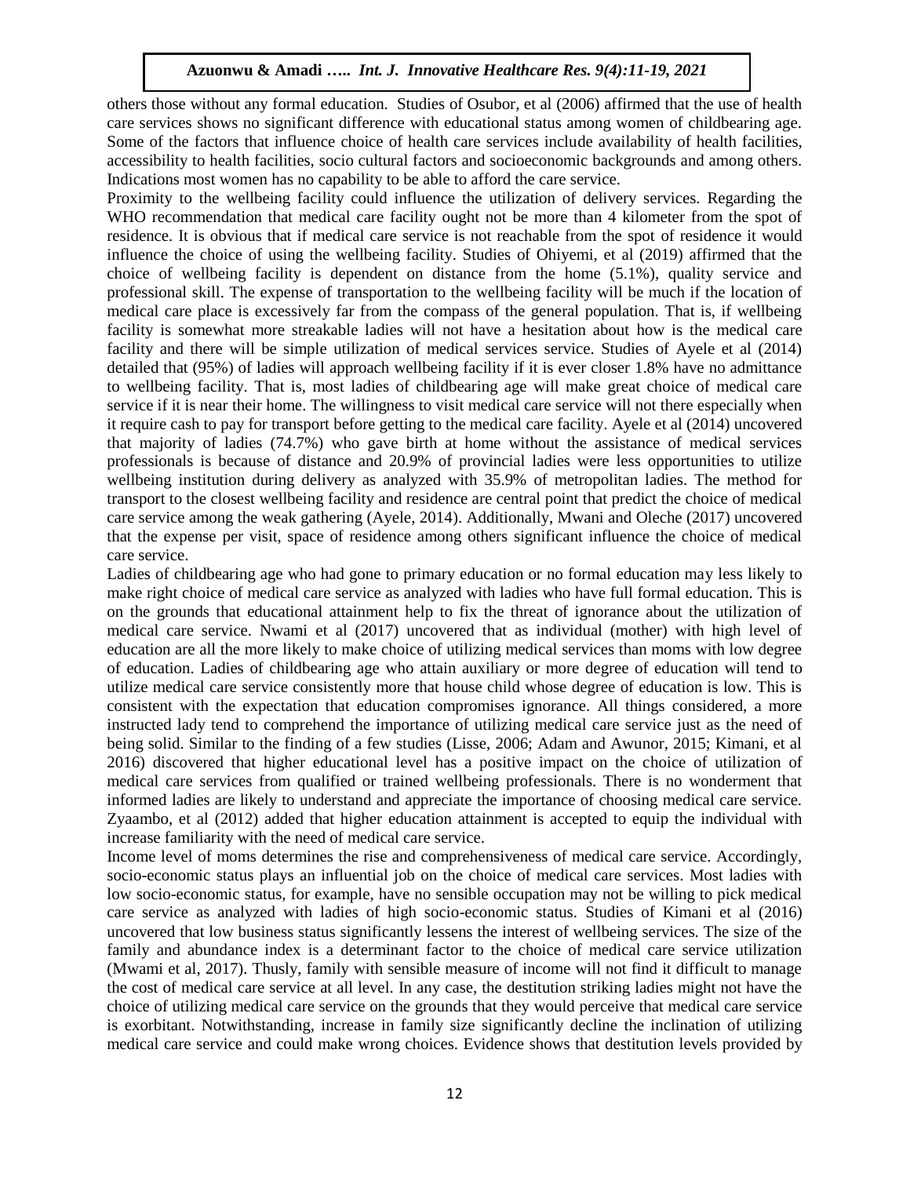others those without any formal education. Studies of Osubor, et al (2006) affirmed that the use of health care services shows no significant difference with educational status among women of childbearing age. Some of the factors that influence choice of health care services include availability of health facilities, accessibility to health facilities, socio cultural factors and socioeconomic backgrounds and among others. Indications most women has no capability to be able to afford the care service.

Proximity to the wellbeing facility could influence the utilization of delivery services. Regarding the WHO recommendation that medical care facility ought not be more than 4 kilometer from the spot of residence. It is obvious that if medical care service is not reachable from the spot of residence it would influence the choice of using the wellbeing facility. Studies of Ohiyemi, et al (2019) affirmed that the choice of wellbeing facility is dependent on distance from the home (5.1%), quality service and professional skill. The expense of transportation to the wellbeing facility will be much if the location of medical care place is excessively far from the compass of the general population. That is, if wellbeing facility is somewhat more streakable ladies will not have a hesitation about how is the medical care facility and there will be simple utilization of medical services service. Studies of Ayele et al (2014) detailed that (95%) of ladies will approach wellbeing facility if it is ever closer 1.8% have no admittance to wellbeing facility. That is, most ladies of childbearing age will make great choice of medical care service if it is near their home. The willingness to visit medical care service will not there especially when it require cash to pay for transport before getting to the medical care facility. Ayele et al (2014) uncovered that majority of ladies (74.7%) who gave birth at home without the assistance of medical services professionals is because of distance and 20.9% of provincial ladies were less opportunities to utilize wellbeing institution during delivery as analyzed with 35.9% of metropolitan ladies. The method for transport to the closest wellbeing facility and residence are central point that predict the choice of medical care service among the weak gathering (Ayele, 2014). Additionally, Mwani and Oleche (2017) uncovered that the expense per visit, space of residence among others significant influence the choice of medical care service.

Ladies of childbearing age who had gone to primary education or no formal education may less likely to make right choice of medical care service as analyzed with ladies who have full formal education. This is on the grounds that educational attainment help to fix the threat of ignorance about the utilization of medical care service. Nwami et al (2017) uncovered that as individual (mother) with high level of education are all the more likely to make choice of utilizing medical services than moms with low degree of education. Ladies of childbearing age who attain auxiliary or more degree of education will tend to utilize medical care service consistently more that house child whose degree of education is low. This is consistent with the expectation that education compromises ignorance. All things considered, a more instructed lady tend to comprehend the importance of utilizing medical care service just as the need of being solid. Similar to the finding of a few studies (Lisse, 2006; Adam and Awunor, 2015; Kimani, et al 2016) discovered that higher educational level has a positive impact on the choice of utilization of medical care services from qualified or trained wellbeing professionals. There is no wonderment that informed ladies are likely to understand and appreciate the importance of choosing medical care service. Zyaambo, et al (2012) added that higher education attainment is accepted to equip the individual with increase familiarity with the need of medical care service.

Income level of moms determines the rise and comprehensiveness of medical care service. Accordingly, socio-economic status plays an influential job on the choice of medical care services. Most ladies with low socio-economic status, for example, have no sensible occupation may not be willing to pick medical care service as analyzed with ladies of high socio-economic status. Studies of Kimani et al (2016) uncovered that low business status significantly lessens the interest of wellbeing services. The size of the family and abundance index is a determinant factor to the choice of medical care service utilization (Mwami et al, 2017). Thusly, family with sensible measure of income will not find it difficult to manage the cost of medical care service at all level. In any case, the destitution striking ladies might not have the choice of utilizing medical care service on the grounds that they would perceive that medical care service is exorbitant. Notwithstanding, increase in family size significantly decline the inclination of utilizing medical care service and could make wrong choices. Evidence shows that destitution levels provided by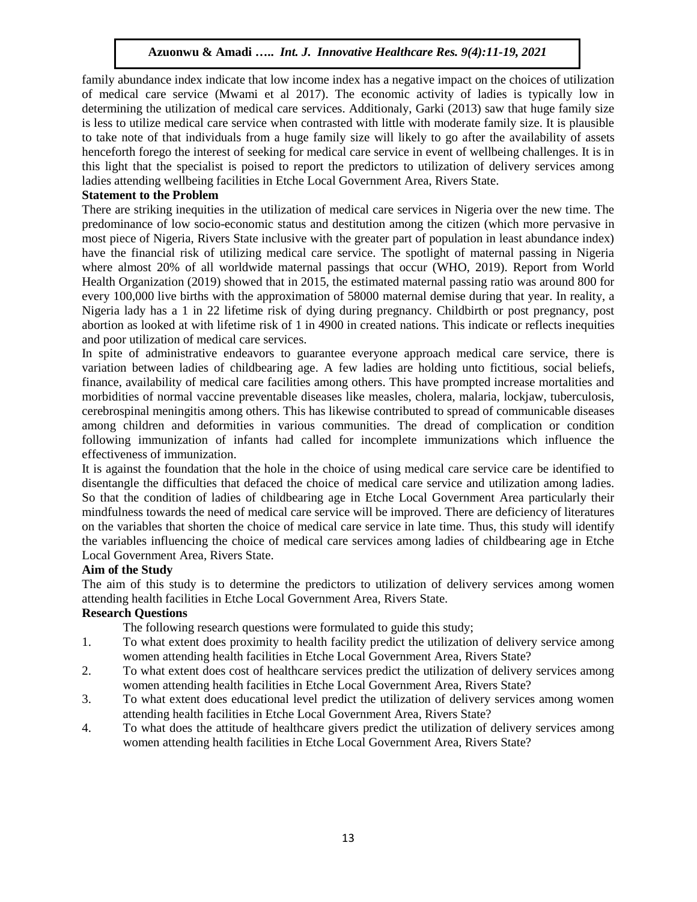family abundance index indicate that low income index has a negative impact on the choices of utilization of medical care service (Mwami et al 2017). The economic activity of ladies is typically low in determining the utilization of medical care services. Additionaly, Garki (2013) saw that huge family size is less to utilize medical care service when contrasted with little with moderate family size. It is plausible to take note of that individuals from a huge family size will likely to go after the availability of assets henceforth forego the interest of seeking for medical care service in event of wellbeing challenges. It is in this light that the specialist is poised to report the predictors to utilization of delivery services among ladies attending wellbeing facilities in Etche Local Government Area, Rivers State.

**Statement to the Problem**

There are striking inequities in the utilization of medical care services in Nigeria over the new time. The predominance of low socio-economic status and destitution among the citizen (which more pervasive in most piece of Nigeria, Rivers State inclusive with the greater part of population in least abundance index) have the financial risk of utilizing medical care service. The spotlight of maternal passing in Nigeria where almost 20% of all worldwide maternal passings that occur (WHO, 2019). Report from World Health Organization (2019) showed that in 2015, the estimated maternal passing ratio was around 800 for every 100,000 live births with the approximation of 58000 maternal demise during that year. In reality, a Nigeria lady has a 1 in 22 lifetime risk of dying during pregnancy. Childbirth or post pregnancy, post abortion as looked at with lifetime risk of 1 in 4900 in created nations. This indicate or reflects inequities and poor utilization of medical care services.

In spite of administrative endeavors to guarantee everyone approach medical care service, there is variation between ladies of childbearing age. A few ladies are holding unto fictitious, social beliefs, finance, availability of medical care facilities among others. This have prompted increase mortalities and morbidities of normal vaccine preventable diseases like measles, cholera, malaria, lockjaw, tuberculosis, cerebrospinal meningitis among others. This has likewise contributed to spread of communicable diseases among children and deformities in various communities. The dread of complication or condition following immunization of infants had called for incomplete immunizations which influence the effectiveness of immunization.

It is against the foundation that the hole in the choice of using medical care service care be identified to disentangle the difficulties that defaced the choice of medical care service and utilization among ladies. So that the condition of ladies of childbearing age in Etche Local Government Area particularly their mindfulness towards the need of medical care service will be improved. There are deficiency of literatures on the variables that shorten the choice of medical care service in late time. Thus, this study will identify the variables influencing the choice of medical care services among ladies of childbearing age in Etche Local Government Area, Rivers State.

**Aim of the Study**

The aim of this study is to determine the predictors to utilization of delivery services among women attending health facilities in Etche Local Government Area, Rivers State.

**Research Questions**

The following research questions were formulated to guide this study;

1. To what extent does proximity to health facility predict the utilization of delivery service among women attending health facilities in Etche Local Government Area, Rivers State?
2. To what extent does cost of healthcare services predict the utilization of delivery services among women attending health facilities in Etche Local Government Area, Rivers State?
3. To what extent does educational level predict the utilization of delivery services among women attending health facilities in Etche Local Government Area, Rivers State?
4. To what does the attitude of healthcare givers predict the utilization of delivery services among women attending health facilities in Etche Local Government Area, Rivers State?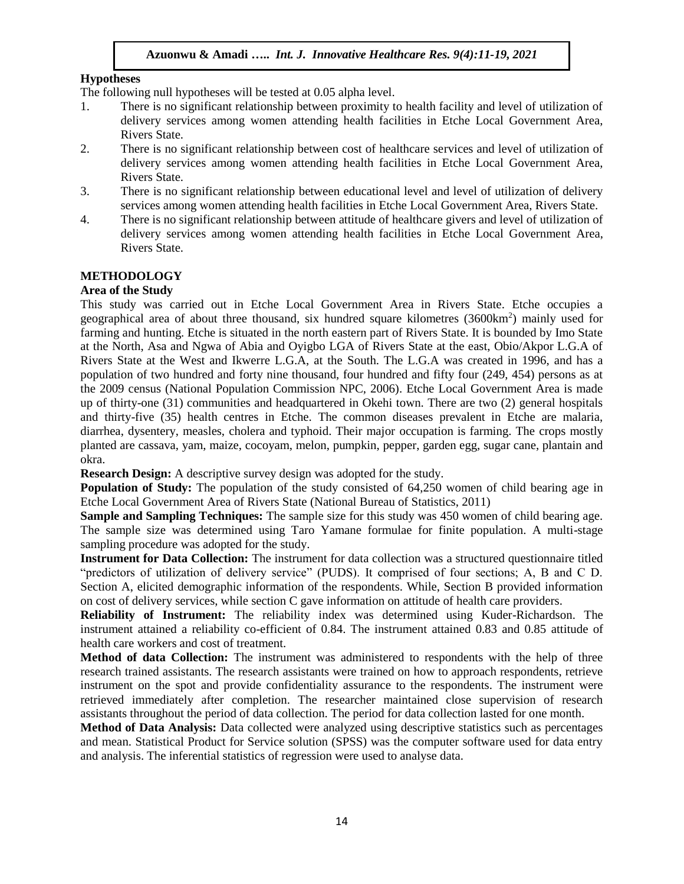### Hypotheses

The following null hypotheses will be tested at 0.05 alpha level.

1. There is no significant relationship between proximity to health facility and level of utilization of delivery services among women attending health facilities in Etche Local Government Area, Rivers State.
2. There is no significant relationship between cost of healthcare services and level of utilization of delivery services among women attending health facilities in Etche Local Government Area, Rivers State.
3. There is no significant relationship between educational level and level of utilization of delivery services among women attending health facilities in Etche Local Government Area, Rivers State.
4. There is no significant relationship between attitude of healthcare givers and level of utilization of delivery services among women attending health facilities in Etche Local Government Area, Rivers State.

## METHODOLOGY

### Area of the Study

This study was carried out in Etche Local Government Area in Rivers State. Etche occupies a geographical area of about three thousand, six hundred square kilometres (3600km$^2$) mainly used for farming and hunting. Etche is situated in the north eastern part of Rivers State. It is bounded by Imo State at the North, Asa and Ngwa of Abia and Oyigbo LGA of Rivers State at the east, Obio/Akpor L.G.A of Rivers State at the West and Ikwerre L.G.A, at the South. The L.G.A was created in 1996, and has a population of two hundred and forty nine thousand, four hundred and fifty four (249, 454) persons as at the 2009 census (National Population Commission NPC, 2006). Etche Local Government Area is made up of thirty-one (31) communities and headquartered in Okehi town. There are two (2) general hospitals and thirty-five (35) health centres in Etche. The common diseases prevalent in Etche are malaria, diarrhea, dysentery, measles, cholera and typhoid. Their major occupation is farming. The crops mostly planted are cassava, yam, maize, cocoyam, melon, pumpkin, pepper, garden egg, sugar cane, plantain and okra.

**Research Design:** A descriptive survey design was adopted for the study.

**Population of Study:** The population of the study consisted of 64,250 women of child bearing age in Etche Local Government Area of Rivers State (National Bureau of Statistics, 2011)

**Sample and Sampling Techniques:** The sample size for this study was 450 women of child bearing age. The sample size was determined using Taro Yamane formulae for finite population. A multi-stage sampling procedure was adopted for the study.

**Instrument for Data Collection:** The instrument for data collection was a structured questionnaire titled "predictors of utilization of delivery service" (PUDS). It comprised of four sections; A, B and C D. Section A, elicited demographic information of the respondents. While, Section B provided information on cost of delivery services, while section C gave information on attitude of health care providers.

**Reliability of Instrument:** The reliability index was determined using Kuder-Richardson. The instrument attained a reliability co-efficient of 0.84. The instrument attained 0.83 and 0.85 attitude of health care workers and cost of treatment.

**Method of data Collection:** The instrument was administered to respondents with the help of three research trained assistants. The research assistants were trained on how to approach respondents, retrieve instrument on the spot and provide confidentiality assurance to the respondents. The instrument were retrieved immediately after completion. The researcher maintained close supervision of research assistants throughout the period of data collection. The period for data collection lasted for one month.

**Method of Data Analysis:** Data collected were analyzed using descriptive statistics such as percentages and mean. Statistical Product for Service solution (SPSS) was the computer software used for data entry and analysis. The inferential statistics of regression were used to analyse data.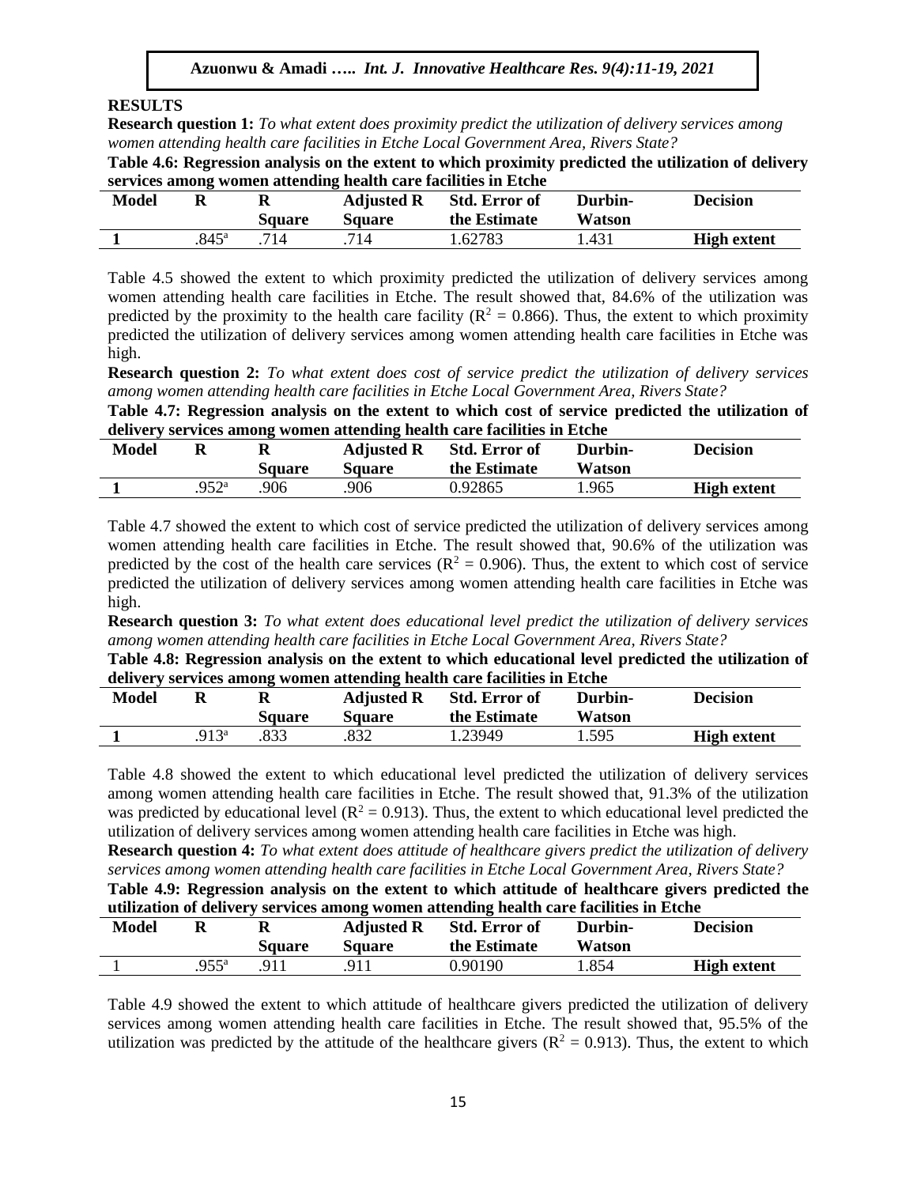## RESULTS

**Research question 1:** *To what extent does proximity predict the utilization of delivery services among women attending health care facilities in Etche Local Government Area, Rivers State?*

**Table 4.6: Regression analysis on the extent to which proximity predicted the utilization of delivery services among women attending health care facilities in Etche**

| Model | R | R Square | Adjusted R Square | Std. Error of the Estimate | Durbin-Watson | Decision |
|---|---|---|---|---|---|---|
| **1** | .845[a] | .714 | .714 | 1.62783 | 1.431 | **High extent** |

Table 4.5 showed the extent to which proximity predicted the utilization of delivery services among women attending health care facilities in Etche. The result showed that, 84.6% of the utilization was predicted by the proximity to the health care facility ($R^2 = 0.866$). Thus, the extent to which proximity predicted the utilization of delivery services among women attending health care facilities in Etche was high.

**Research question 2:** *To what extent does cost of service predict the utilization of delivery services among women attending health care facilities in Etche Local Government Area, Rivers State?*

**Table 4.7: Regression analysis on the extent to which cost of service predicted the utilization of delivery services among women attending health care facilities in Etche**

| Model | R | R Square | Adjusted R Square | Std. Error of the Estimate | Durbin-Watson | Decision |
|---|---|---|---|---|---|---|
| **1** | .952[a] | .906 | .906 | 0.92865 | 1.965 | **High extent** |

Table 4.7 showed the extent to which cost of service predicted the utilization of delivery services among women attending health care facilities in Etche. The result showed that, 90.6% of the utilization was predicted by the cost of the health care services ($R^2 = 0.906$). Thus, the extent to which cost of service predicted the utilization of delivery services among women attending health care facilities in Etche was high.

**Research question 3:** *To what extent does educational level predict the utilization of delivery services among women attending health care facilities in Etche Local Government Area, Rivers State?*

**Table 4.8: Regression analysis on the extent to which educational level predicted the utilization of delivery services among women attending health care facilities in Etche**

| Model | R | R Square | Adjusted R Square | Std. Error of the Estimate | Durbin-Watson | Decision |
|---|---|---|---|---|---|---|
| **1** | .913[a] | .833 | .832 | 1.23949 | 1.595 | **High extent** |

Table 4.8 showed the extent to which educational level predicted the utilization of delivery services among women attending health care facilities in Etche. The result showed that, 91.3% of the utilization was predicted by educational level ($R^2 = 0.913$). Thus, the extent to which educational level predicted the utilization of delivery services among women attending health care facilities in Etche was high.

**Research question 4:** *To what extent does attitude of healthcare givers predict the utilization of delivery services among women attending health care facilities in Etche Local Government Area, Rivers State?*

**Table 4.9: Regression analysis on the extent to which attitude of healthcare givers predicted the utilization of delivery services among women attending health care facilities in Etche**

| Model | R | R Square | Adjusted R Square | Std. Error of the Estimate | Durbin-Watson | Decision |
|---|---|---|---|---|---|---|
| 1 | .955[a] | .911 | .911 | 0.90190 | 1.854 | **High extent** |

Table 4.9 showed the extent to which attitude of healthcare givers predicted the utilization of delivery services among women attending health care facilities in Etche. The result showed that, 95.5% of the utilization was predicted by the attitude of the healthcare givers ($R^2 = 0.913$). Thus, the extent to which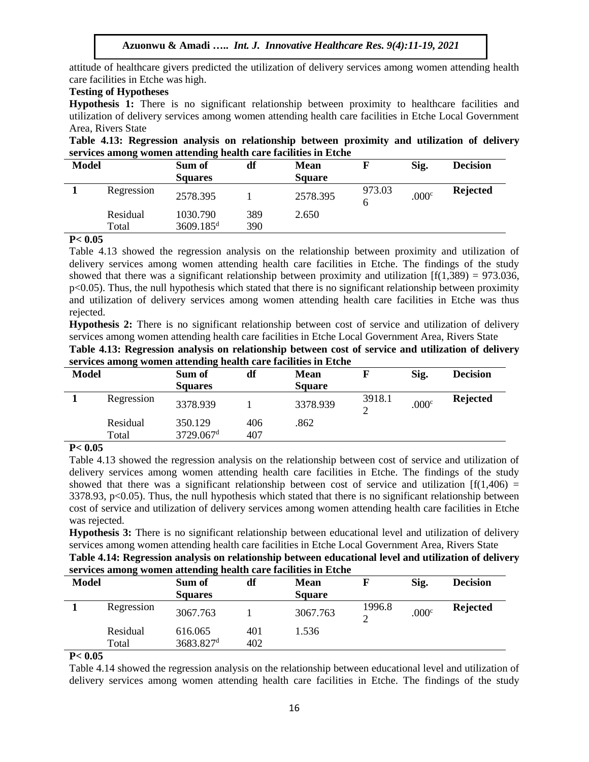attitude of healthcare givers predicted the utilization of delivery services among women attending health care facilities in Etche was high.

**Testing of Hypotheses**

**Hypothesis 1:** There is no significant relationship between proximity to healthcare facilities and utilization of delivery services among women attending health care facilities in Etche Local Government Area, Rivers State

**Table 4.13: Regression analysis on relationship between proximity and utilization of delivery services among women attending health care facilities in Etche**

| Model | | Sum of Squares | df | Mean Square | F | Sig. | Decision |
|---|---|---|---|---|---|---|---|
| 1 | Regression | 2578.395 | 1 | 2578.395 | 973.036 | .000[c] | **Rejected** |
| | Residual | 1030.790 | 389 | 2.650 | | | |
| | Total | 3609.185[d] | 390 | | | | |

**P< 0.05**

Table 4.13 showed the regression analysis on the relationship between proximity and utilization of delivery services among women attending health care facilities in Etche. The findings of the study showed that there was a significant relationship between proximity and utilization [$f(1,389) = 973.036$, $p<0.05$). Thus, the null hypothesis which stated that there is no significant relationship between proximity and utilization of delivery services among women attending health care facilities in Etche was thus rejected.

**Hypothesis 2:** There is no significant relationship between cost of service and utilization of delivery services among women attending health care facilities in Etche Local Government Area, Rivers State

**Table 4.13: Regression analysis on relationship between cost of service and utilization of delivery services among women attending health care facilities in Etche**

| Model | | Sum of Squares | df | Mean Square | F | Sig. | Decision |
|---|---|---|---|---|---|---|---|
| 1 | Regression | 3378.939 | 1 | 3378.939 | 3918.12 | .000[c] | **Rejected** |
| | Residual | 350.129 | 406 | .862 | | | |
| | Total | 3729.067[d] | 407 | | | | |

**P< 0.05**

Table 4.13 showed the regression analysis on the relationship between cost of service and utilization of delivery services among women attending health care facilities in Etche. The findings of the study showed that there was a significant relationship between cost of service and utilization [$f(1,406) = 3378.93$, $p<0.05$). Thus, the null hypothesis which stated that there is no significant relationship between cost of service and utilization of delivery services among women attending health care facilities in Etche was rejected.

**Hypothesis 3:** There is no significant relationship between educational level and utilization of delivery services among women attending health care facilities in Etche Local Government Area, Rivers State

**Table 4.14: Regression analysis on relationship between educational level and utilization of delivery services among women attending health care facilities in Etche**

| Model | | Sum of Squares | df | Mean Square | F | Sig. | Decision |
|---|---|---|---|---|---|---|---|
| 1 | Regression | 3067.763 | 1 | 3067.763 | 1996.82 | .000[c] | **Rejected** |
| | Residual | 616.065 | 401 | 1.536 | | | |
| | Total | 3683.827[d] | 402 | | | | |

**P< 0.05**

Table 4.14 showed the regression analysis on the relationship between educational level and utilization of delivery services among women attending health care facilities in Etche. The findings of the study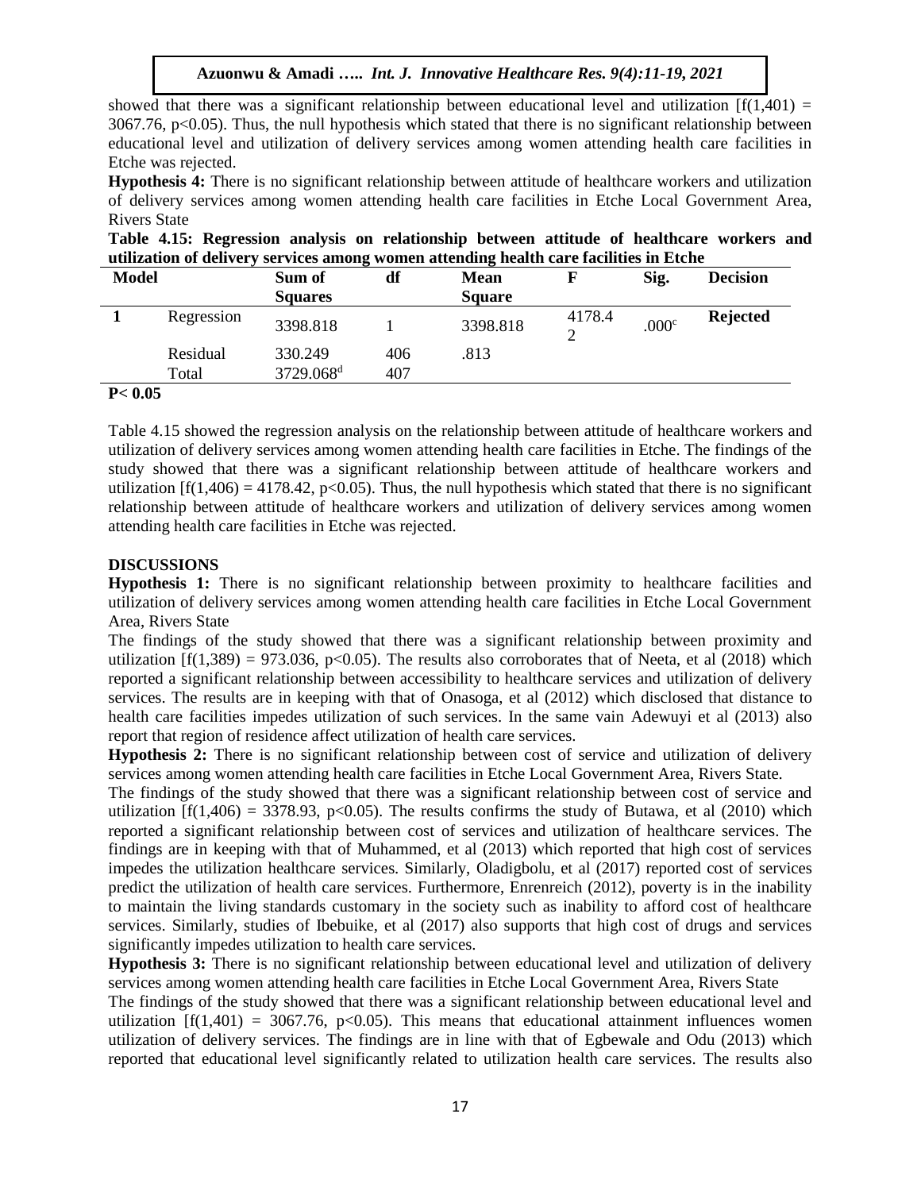showed that there was a significant relationship between educational level and utilization [f(1,401) = 3067.76, p<0.05). Thus, the null hypothesis which stated that there is no significant relationship between educational level and utilization of delivery services among women attending health care facilities in Etche was rejected.

**Hypothesis 4:** There is no significant relationship between attitude of healthcare workers and utilization of delivery services among women attending health care facilities in Etche Local Government Area, Rivers State

**Table 4.15: Regression analysis on relationship between attitude of healthcare workers and utilization of delivery services among women attending health care facilities in Etche**

| Model | | Sum of Squares | df | Mean Square | F | Sig. | Decision |
|---|---|---|---|---|---|---|---|
| 1 | Regression | 3398.818 | 1 | 3398.818 | 4178.42 | .000[c] | **Rejected** |
| | Residual | 330.249 | 406 | .813 | | | |
| | Total | 3729.068[d] | 407 | | | | |

**P< 0.05**

Table 4.15 showed the regression analysis on the relationship between attitude of healthcare workers and utilization of delivery services among women attending health care facilities in Etche. The findings of the study showed that there was a significant relationship between attitude of healthcare workers and utilization [f(1,406) = 4178.42, p<0.05). Thus, the null hypothesis which stated that there is no significant relationship between attitude of healthcare workers and utilization of delivery services among women attending health care facilities in Etche was rejected.

## DISCUSSIONS

**Hypothesis 1:** There is no significant relationship between proximity to healthcare facilities and utilization of delivery services among women attending health care facilities in Etche Local Government Area, Rivers State

The findings of the study showed that there was a significant relationship between proximity and utilization [f(1,389) = 973.036, p<0.05). The results also corroborates that of Neeta, et al (2018) which reported a significant relationship between accessibility to healthcare services and utilization of delivery services. The results are in keeping with that of Onasoga, et al (2012) which disclosed that distance to health care facilities impedes utilization of such services. In the same vain Adewuyi et al (2013) also report that region of residence affect utilization of health care services.

**Hypothesis 2:** There is no significant relationship between cost of service and utilization of delivery services among women attending health care facilities in Etche Local Government Area, Rivers State.

The findings of the study showed that there was a significant relationship between cost of service and utilization [f(1,406) = 3378.93, p<0.05). The results confirms the study of Butawa, et al (2010) which reported a significant relationship between cost of services and utilization of healthcare services. The findings are in keeping with that of Muhammed, et al (2013) which reported that high cost of services impedes the utilization healthcare services. Similarly, Oladigbolu, et al (2017) reported cost of services predict the utilization of health care services. Furthermore, Enrenreich (2012), poverty is in the inability to maintain the living standards customary in the society such as inability to afford cost of healthcare services. Similarly, studies of Ibebuike, et al (2017) also supports that high cost of drugs and services significantly impedes utilization to health care services.

**Hypothesis 3:** There is no significant relationship between educational level and utilization of delivery services among women attending health care facilities in Etche Local Government Area, Rivers State

The findings of the study showed that there was a significant relationship between educational level and utilization [f(1,401) = 3067.76, p<0.05). This means that educational attainment influences women utilization of delivery services. The findings are in line with that of Egbewale and Odu (2013) which reported that educational level significantly related to utilization health care services. The results also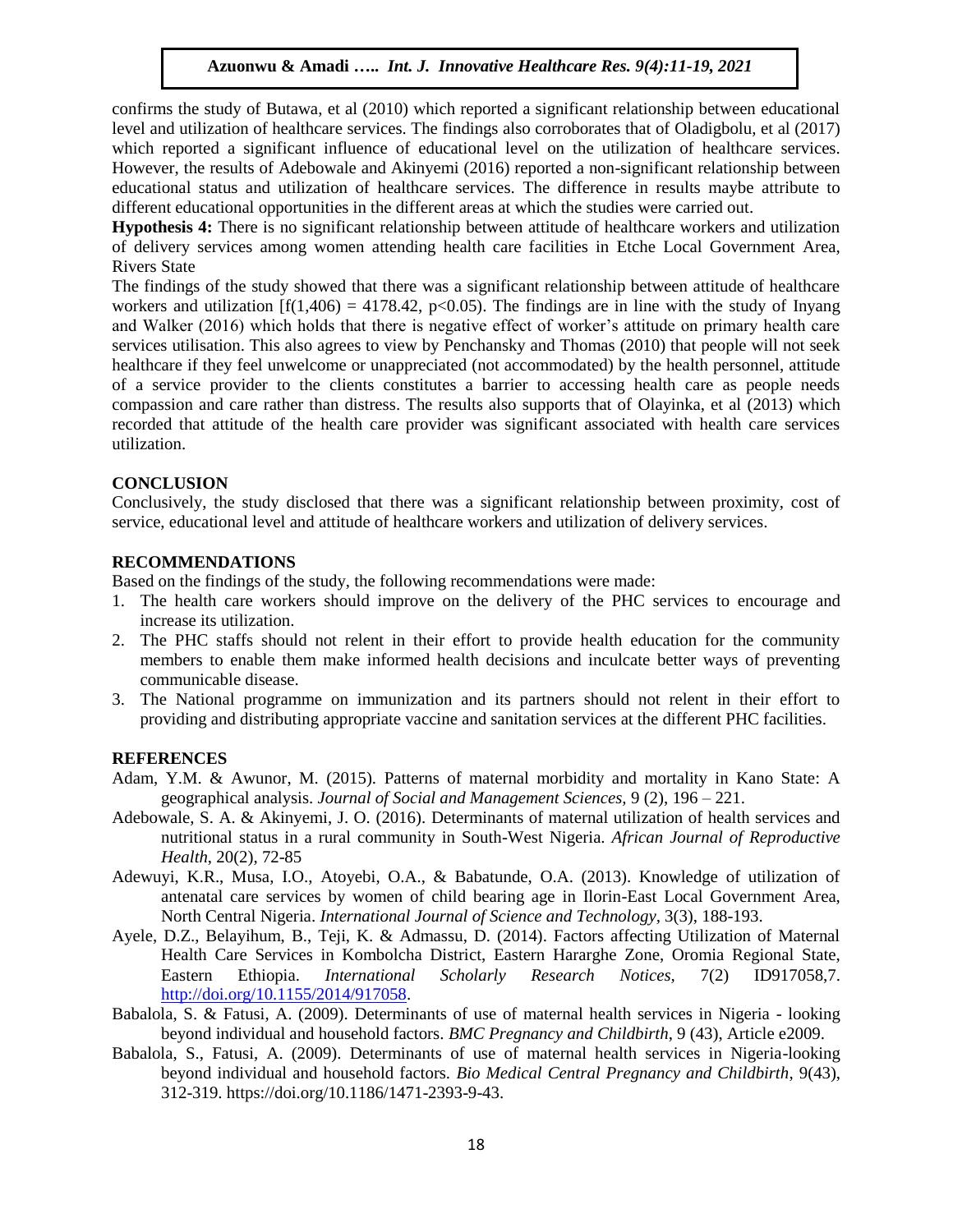confirms the study of Butawa, et al (2010) which reported a significant relationship between educational level and utilization of healthcare services. The findings also corroborates that of Oladigbolu, et al (2017) which reported a significant influence of educational level on the utilization of healthcare services. However, the results of Adebowale and Akinyemi (2016) reported a non-significant relationship between educational status and utilization of healthcare services. The difference in results maybe attribute to different educational opportunities in the different areas at which the studies were carried out.

**Hypothesis 4:** There is no significant relationship between attitude of healthcare workers and utilization of delivery services among women attending health care facilities in Etche Local Government Area, Rivers State

The findings of the study showed that there was a significant relationship between attitude of healthcare workers and utilization [$f(1,406) = 4178.42$, $p<0.05$). The findings are in line with the study of Inyang and Walker (2016) which holds that there is negative effect of worker's attitude on primary health care services utilisation. This also agrees to view by Penchansky and Thomas (2010) that people will not seek healthcare if they feel unwelcome or unappreciated (not accommodated) by the health personnel, attitude of a service provider to the clients constitutes a barrier to accessing health care as people needs compassion and care rather than distress. The results also supports that of Olayinka, et al (2013) which recorded that attitude of the health care provider was significant associated with health care services utilization.

## CONCLUSION

Conclusively, the study disclosed that there was a significant relationship between proximity, cost of service, educational level and attitude of healthcare workers and utilization of delivery services.

## RECOMMENDATIONS

Based on the findings of the study, the following recommendations were made:

1. The health care workers should improve on the delivery of the PHC services to encourage and increase its utilization.
2. The PHC staffs should not relent in their effort to provide health education for the community members to enable them make informed health decisions and inculcate better ways of preventing communicable disease.
3. The National programme on immunization and its partners should not relent in their effort to providing and distributing appropriate vaccine and sanitation services at the different PHC facilities.

## REFERENCES

Adam, Y.M. & Awunor, M. (2015). Patterns of maternal morbidity and mortality in Kano State: A geographical analysis. *Journal of Social and Management Sciences,* 9 (2), 196 – 221.

Adebowale, S. A. & Akinyemi, J. O. (2016). Determinants of maternal utilization of health services and nutritional status in a rural community in South-West Nigeria. *African Journal of Reproductive Health*, 20(2), 72-85

Adewuyi, K.R., Musa, I.O., Atoyebi, O.A., & Babatunde, O.A. (2013). Knowledge of utilization of antenatal care services by women of child bearing age in Ilorin-East Local Government Area, North Central Nigeria. *International Journal of Science and Technology,* 3(3), 188-193.

Ayele, D.Z., Belayihum, B., Teji, K. & Admassu, D. (2014). Factors affecting Utilization of Maternal Health Care Services in Kombolcha District, Eastern Hararghe Zone, Oromia Regional State, Eastern Ethiopia. *International Scholarly Research Notices,* 7(2) ID917058,7. http://doi.org/10.1155/2014/917058.

Babalola, S. & Fatusi, A. (2009). Determinants of use of maternal health services in Nigeria - looking beyond individual and household factors. *BMC Pregnancy and Childbirth*, 9 (43), Article e2009.

Babalola, S., Fatusi, A. (2009). Determinants of use of maternal health services in Nigeria-looking beyond individual and household factors. *Bio Medical Central Pregnancy and Childbirth*, 9(43), 312-319. https://doi.org/10.1186/1471-2393-9-43.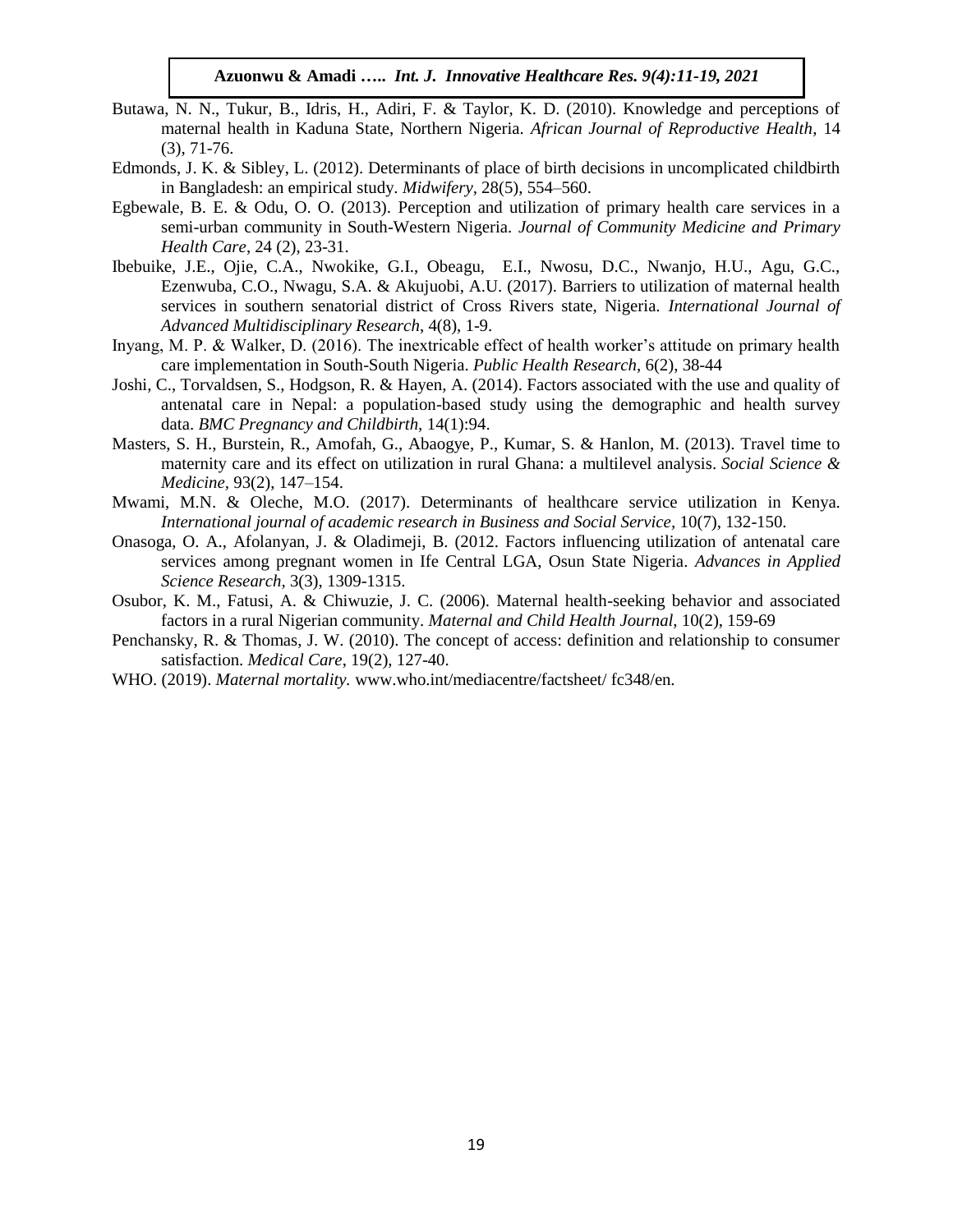Butawa, N. N., Tukur, B., Idris, H., Adiri, F. & Taylor, K. D. (2010). Knowledge and perceptions of maternal health in Kaduna State, Northern Nigeria. *African Journal of Reproductive Health*, 14 (3), 71-76.

Edmonds, J. K. & Sibley, L. (2012). Determinants of place of birth decisions in uncomplicated childbirth in Bangladesh: an empirical study. *Midwifery*, 28(5), 554–560.

Egbewale, B. E. & Odu, O. O. (2013). Perception and utilization of primary health care services in a semi-urban community in South-Western Nigeria. *Journal of Community Medicine and Primary Health Care*, 24 (2), 23-31.

Ibebuike, J.E., Ojie, C.A., Nwokike, G.I., Obeagu, E.I., Nwosu, D.C., Nwanjo, H.U., Agu, G.C., Ezenwuba, C.O., Nwagu, S.A. & Akujuobi, A.U. (2017). Barriers to utilization of maternal health services in southern senatorial district of Cross Rivers state, Nigeria. *International Journal of Advanced Multidisciplinary Research*, 4(8), 1-9.

Inyang, M. P. & Walker, D. (2016). The inextricable effect of health worker's attitude on primary health care implementation in South-South Nigeria. *Public Health Research*, 6(2), 38-44

Joshi, C., Torvaldsen, S., Hodgson, R. & Hayen, A. (2014). Factors associated with the use and quality of antenatal care in Nepal: a population-based study using the demographic and health survey data. *BMC Pregnancy and Childbirth*, 14(1):94.

Masters, S. H., Burstein, R., Amofah, G., Abaogye, P., Kumar, S. & Hanlon, M. (2013). Travel time to maternity care and its effect on utilization in rural Ghana: a multilevel analysis. *Social Science & Medicine*, 93(2), 147–154.

Mwami, M.N. & Oleche, M.O. (2017). Determinants of healthcare service utilization in Kenya. *International journal of academic research in Business and Social Service*, 10(7), 132-150.

Onasoga, O. A., Afolanyan, J. & Oladimeji, B. (2012. Factors influencing utilization of antenatal care services among pregnant women in Ife Central LGA, Osun State Nigeria. *Advances in Applied Science Research*, 3(3), 1309-1315.

Osubor, K. M., Fatusi, A. & Chiwuzie, J. C. (2006). Maternal health-seeking behavior and associated factors in a rural Nigerian community. *Maternal and Child Health Journal*, 10(2), 159-69

Penchansky, R. & Thomas, J. W. (2010). The concept of access: definition and relationship to consumer satisfaction. *Medical Care*, 19(2), 127-40.

WHO. (2019). *Maternal mortality.* www.who.int/mediacentre/factsheet/ fc348/en.